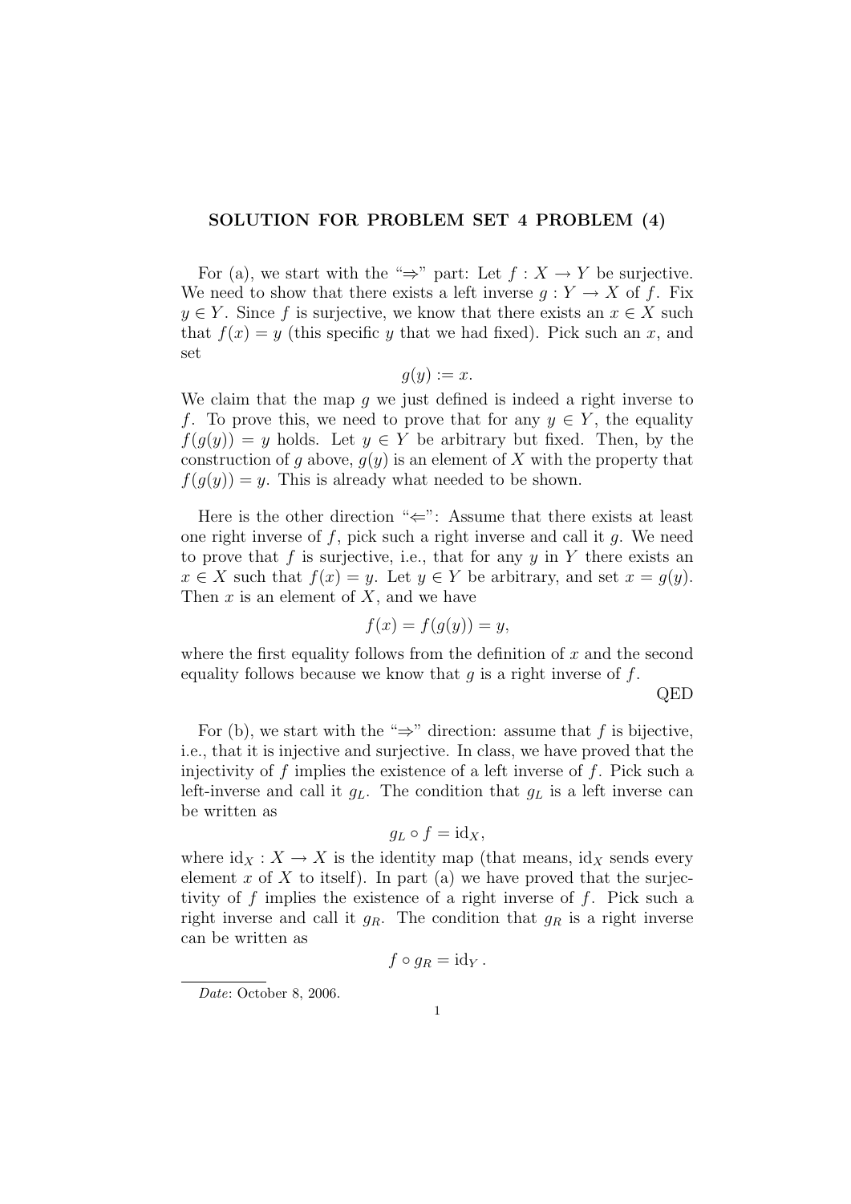# SOLUTION FOR PROBLEM SET 4 PROBLEM (4)

For (a), we start with the "$\Rightarrow$" part: Let $f : X \to Y$ be surjective. We need to show that there exists a left inverse $g : Y \to X$ of $f$. Fix $y \in Y$. Since $f$ is surjective, we know that there exists an $x \in X$ such that $f(x) = y$ (this specific $y$ that we had fixed). Pick such an $x$, and set

$$g(y) := x.$$

We claim that the map $g$ we just defined is indeed a right inverse to $f$. To prove this, we need to prove that for any $y \in Y$, the equality $f(g(y)) = y$ holds. Let $y \in Y$ be arbitrary but fixed. Then, by the construction of $g$ above, $g(y)$ is an element of $X$ with the property that $f(g(y)) = y$. This is already what needed to be shown.

Here is the other direction "$\Leftarrow$": Assume that there exists at least one right inverse of $f$, pick such a right inverse and call it $g$. We need to prove that $f$ is surjective, i.e., that for any $y$ in $Y$ there exists an $x \in X$ such that $f(x) = y$. Let $y \in Y$ be arbitrary, and set $x = g(y)$. Then $x$ is an element of $X$, and we have

$$f(x) = f(g(y)) = y,$$

where the first equality follows from the definition of $x$ and the second equality follows because we know that $g$ is a right inverse of $f$.

QED

For (b), we start with the "$\Rightarrow$" direction: assume that $f$ is bijective, i.e., that it is injective and surjective. In class, we have proved that the injectivity of $f$ implies the existence of a left inverse of $f$. Pick such a left-inverse and call it $g_L$. The condition that $g_L$ is a left inverse can be written as

$$g_L \circ f = \mathrm{id}_X,$$

where $\mathrm{id}_X : X \to X$ is the identity map (that means, $\mathrm{id}_X$ sends every element $x$ of $X$ to itself). In part (a) we have proved that the surjectivity of $f$ implies the existence of a right inverse of $f$. Pick such a right inverse and call it $g_R$. The condition that $g_R$ is a right inverse can be written as

$$f \circ g_R = \mathrm{id}_Y .$$

*Date*: October 8, 2006.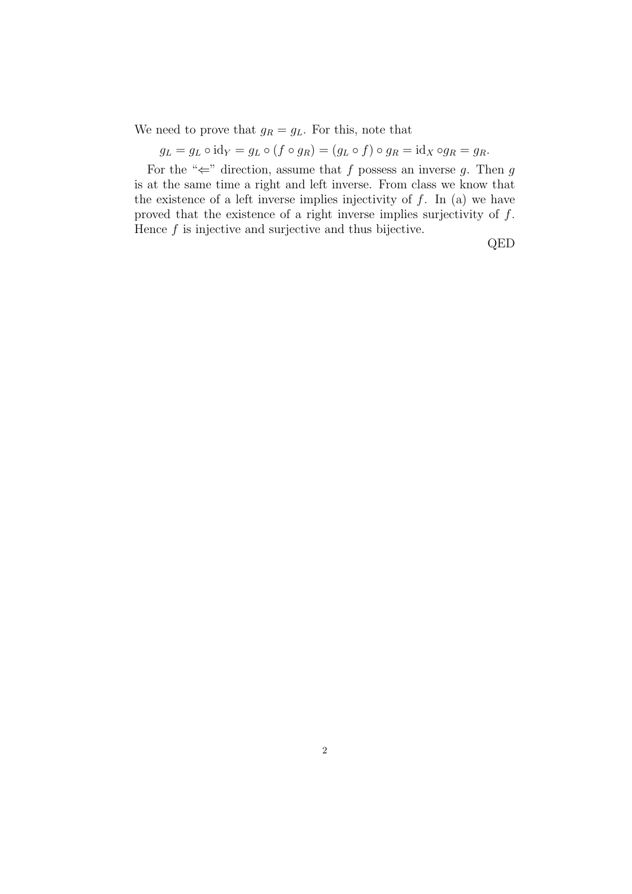We need to prove that $g_R = g_L$. For this, note that

$$g_L = g_L \circ \mathrm{id}_Y = g_L \circ (f \circ g_R) = (g_L \circ f) \circ g_R = \mathrm{id}_X \circ g_R = g_R.$$

For the "$\Leftarrow$" direction, assume that $f$ possess an inverse $g$. Then $g$ is at the same time a right and left inverse. From class we know that the existence of a left inverse implies injectivity of $f$. In (a) we have proved that the existence of a right inverse implies surjectivity of $f$. Hence $f$ is injective and surjective and thus bijective.

QED